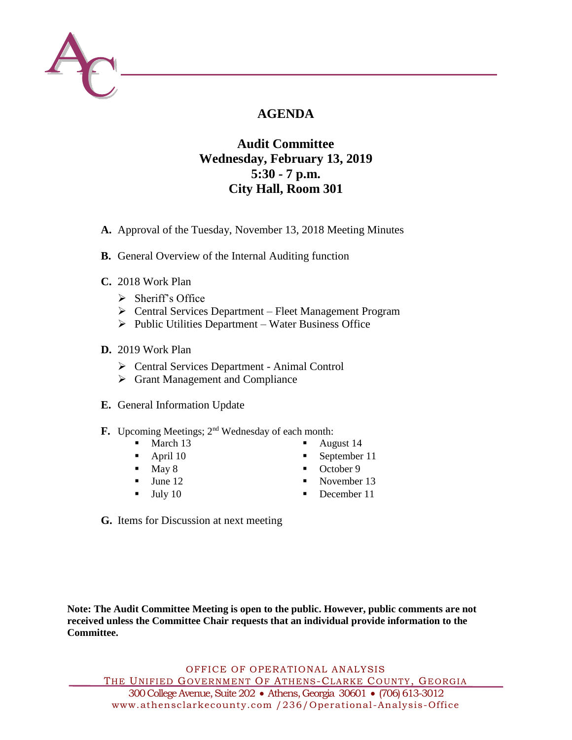# AGENDA

## Audit Committee
## Wednesday, February 13, 2019
## 5:30 - 7 p.m.
## City Hall, Room 301

**A.** Approval of the Tuesday, November 13, 2018 Meeting Minutes

**B.** General Overview of the Internal Auditing function

**C.** 2018 Work Plan

- Sheriff's Office
- Central Services Department – Fleet Management Program
- Public Utilities Department – Water Business Office

**D.** 2019 Work Plan

- Central Services Department - Animal Control
- Grant Management and Compliance

**E.** General Information Update

**F.** Upcoming Meetings; 2nd Wednesday of each month:

- March 13
- April 10
- May 8
- June 12
- July 10
- August 14
- September 11
- October 9
- November 13
- December 11

**G.** Items for Discussion at next meeting

**Note: The Audit Committee Meeting is open to the public. However, public comments are not received unless the Committee Chair requests that an individual provide information to the Committee.**

OFFICE OF OPERATIONAL ANALYSIS
THE UNIFIED GOVERNMENT OF ATHENS-CLARKE COUNTY, GEORGIA
300 College Avenue, Suite 202 • Athens, Georgia 30601 • (706) 613-3012
www.athensclarkecounty.com /236/Operational-Analysis-Office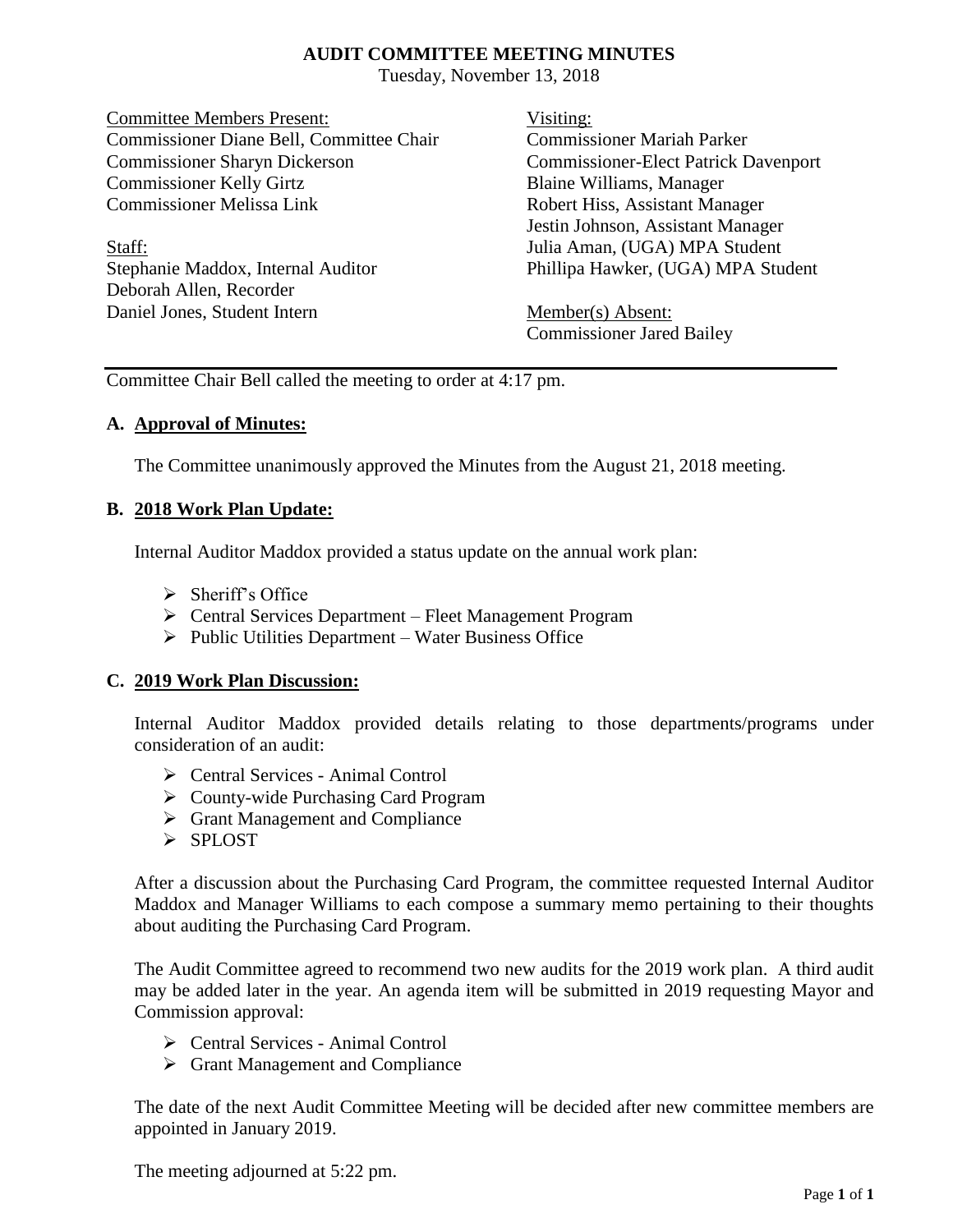# AUDIT COMMITTEE MEETING MINUTES

Tuesday, November 13, 2018

Committee Members Present:
Commissioner Diane Bell, Committee Chair
Commissioner Sharyn Dickerson
Commissioner Kelly Girtz
Commissioner Melissa Link

Staff:
Stephanie Maddox, Internal Auditor
Deborah Allen, Recorder
Daniel Jones, Student Intern

Visiting:
Commissioner Mariah Parker
Commissioner-Elect Patrick Davenport
Blaine Williams, Manager
Robert Hiss, Assistant Manager
Jestin Johnson, Assistant Manager
Julia Aman, (UGA) MPA Student
Phillipa Hawker, (UGA) MPA Student

Member(s) Absent:
Commissioner Jared Bailey

---

Committee Chair Bell called the meeting to order at 4:17 pm.

## A. Approval of Minutes:

The Committee unanimously approved the Minutes from the August 21, 2018 meeting.

## B. 2018 Work Plan Update:

Internal Auditor Maddox provided a status update on the annual work plan:

- Sheriff's Office
- Central Services Department – Fleet Management Program
- Public Utilities Department – Water Business Office

## C. 2019 Work Plan Discussion:

Internal Auditor Maddox provided details relating to those departments/programs under consideration of an audit:

- Central Services - Animal Control
- County-wide Purchasing Card Program
- Grant Management and Compliance
- SPLOST

After a discussion about the Purchasing Card Program, the committee requested Internal Auditor Maddox and Manager Williams to each compose a summary memo pertaining to their thoughts about auditing the Purchasing Card Program.

The Audit Committee agreed to recommend two new audits for the 2019 work plan. A third audit may be added later in the year. An agenda item will be submitted in 2019 requesting Mayor and Commission approval:

- Central Services - Animal Control
- Grant Management and Compliance

The date of the next Audit Committee Meeting will be decided after new committee members are appointed in January 2019.

The meeting adjourned at 5:22 pm.